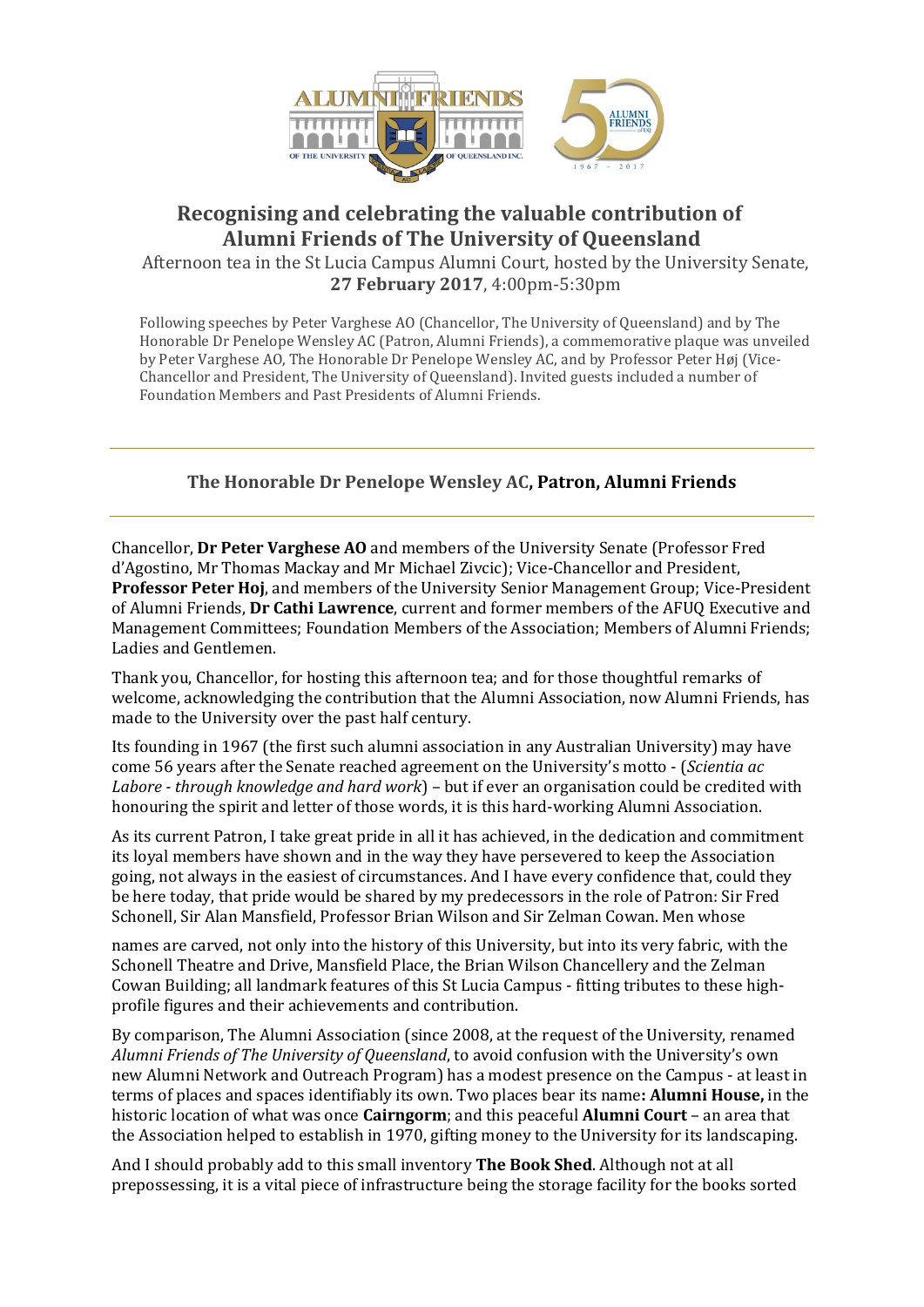# Recognising and celebrating the valuable contribution of Alumni Friends of The University of Queensland

Afternoon tea in the St Lucia Campus Alumni Court, hosted by the University Senate, **27 February 2017**, 4:00pm-5:30pm

Following speeches by Peter Varghese AO (Chancellor, The University of Queensland) and by The Honorable Dr Penelope Wensley AC (Patron, Alumni Friends), a commemorative plaque was unveiled by Peter Varghese AO, The Honorable Dr Penelope Wensley AC, and by Professor Peter Høj (Vice-Chancellor and President, The University of Queensland). Invited guests included a number of Foundation Members and Past Presidents of Alumni Friends.

---

## The Honorable Dr Penelope Wensley AC, Patron, Alumni Friends

---

Chancellor, **Dr Peter Varghese AO** and members of the University Senate (Professor Fred d'Agostino, Mr Thomas Mackay and Mr Michael Zivcic); Vice-Chancellor and President, **Professor Peter Hoj**, and members of the University Senior Management Group; Vice-President of Alumni Friends, **Dr Cathi Lawrence**, current and former members of the AFUQ Executive and Management Committees; Foundation Members of the Association; Members of Alumni Friends; Ladies and Gentlemen.

Thank you, Chancellor, for hosting this afternoon tea; and for those thoughtful remarks of welcome, acknowledging the contribution that the Alumni Association, now Alumni Friends, has made to the University over the past half century.

Its founding in 1967 (the first such alumni association in any Australian University) may have come 56 years after the Senate reached agreement on the University's motto - (*Scientia ac Labore - through knowledge and hard work*) – but if ever an organisation could be credited with honouring the spirit and letter of those words, it is this hard-working Alumni Association.

As its current Patron, I take great pride in all it has achieved, in the dedication and commitment its loyal members have shown and in the way they have persevered to keep the Association going, not always in the easiest of circumstances. And I have every confidence that, could they be here today, that pride would be shared by my predecessors in the role of Patron: Sir Fred Schonell, Sir Alan Mansfield, Professor Brian Wilson and Sir Zelman Cowan. Men whose names are carved, not only into the history of this University, but into its very fabric, with the Schonell Theatre and Drive, Mansfield Place, the Brian Wilson Chancellery and the Zelman Cowan Building; all landmark features of this St Lucia Campus - fitting tributes to these high-profile figures and their achievements and contribution.

By comparison, The Alumni Association (since 2008, at the request of the University, renamed *Alumni Friends of The University of Queensland*, to avoid confusion with the University's own new Alumni Network and Outreach Program) has a modest presence on the Campus - at least in terms of places and spaces identifiably its own. Two places bear its name**: Alumni House,** in the historic location of what was once **Cairngorm**; and this peaceful **Alumni Court** – an area that the Association helped to establish in 1970, gifting money to the University for its landscaping.

And I should probably add to this small inventory **The Book Shed**. Although not at all prepossessing, it is a vital piece of infrastructure being the storage facility for the books sorted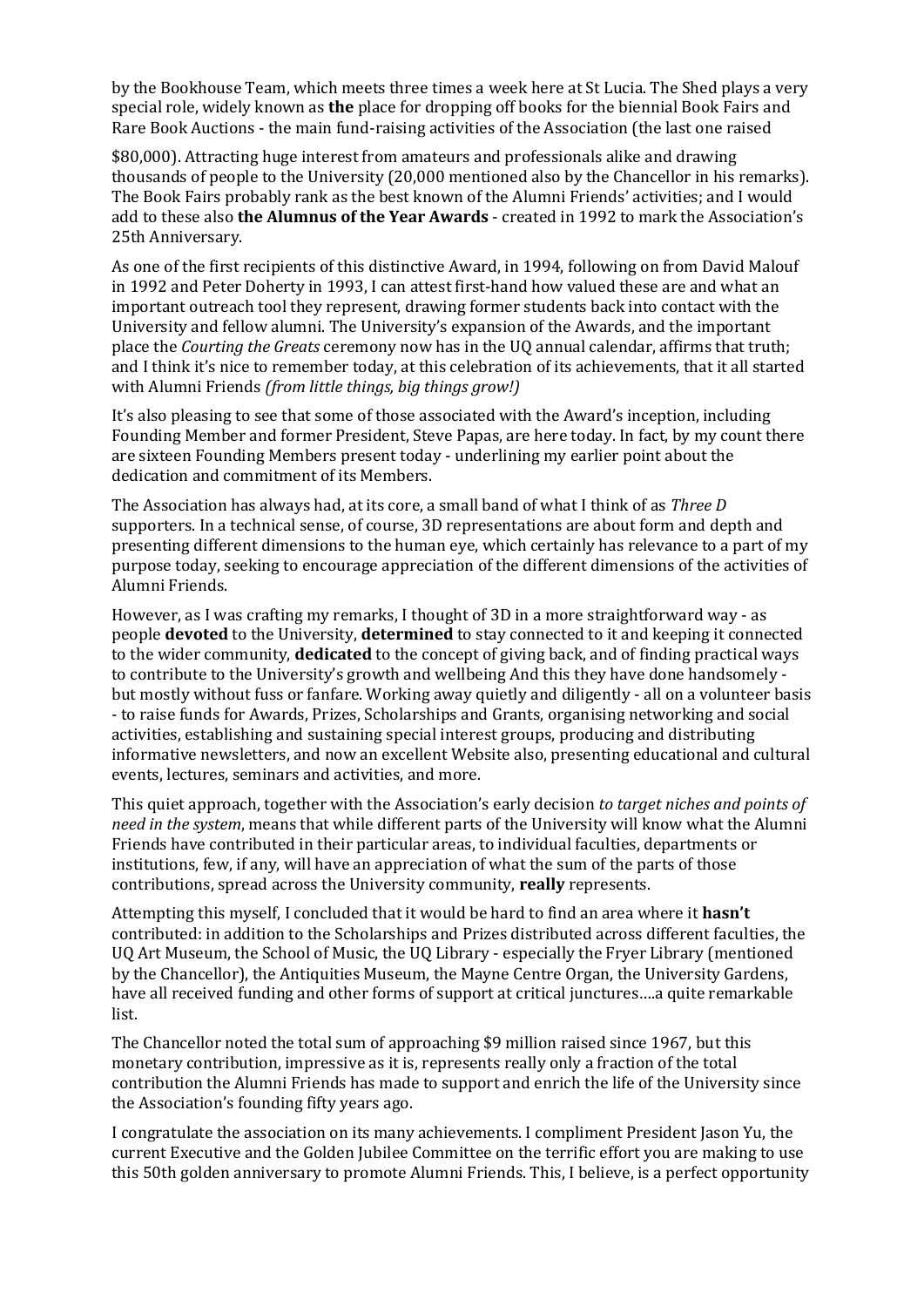by the Bookhouse Team, which meets three times a week here at St Lucia. The Shed plays a very special role, widely known as **the** place for dropping off books for the biennial Book Fairs and Rare Book Auctions - the main fund-raising activities of the Association (the last one raised

$80,000). Attracting huge interest from amateurs and professionals alike and drawing thousands of people to the University (20,000 mentioned also by the Chancellor in his remarks). The Book Fairs probably rank as the best known of the Alumni Friends' activities; and I would add to these also **the Alumnus of the Year Awards** - created in 1992 to mark the Association's 25th Anniversary.

As one of the first recipients of this distinctive Award, in 1994, following on from David Malouf in 1992 and Peter Doherty in 1993, I can attest first-hand how valued these are and what an important outreach tool they represent, drawing former students back into contact with the University and fellow alumni. The University's expansion of the Awards, and the important place the *Courting the Greats* ceremony now has in the UQ annual calendar, affirms that truth; and I think it's nice to remember today, at this celebration of its achievements, that it all started with Alumni Friends *(from little things, big things grow!)*

It's also pleasing to see that some of those associated with the Award's inception, including Founding Member and former President, Steve Papas, are here today. In fact, by my count there are sixteen Founding Members present today - underlining my earlier point about the dedication and commitment of its Members.

The Association has always had, at its core, a small band of what I think of as *Three D* supporters. In a technical sense, of course, 3D representations are about form and depth and presenting different dimensions to the human eye, which certainly has relevance to a part of my purpose today, seeking to encourage appreciation of the different dimensions of the activities of Alumni Friends.

However, as I was crafting my remarks, I thought of 3D in a more straightforward way - as people **devoted** to the University, **determined** to stay connected to it and keeping it connected to the wider community, **dedicated** to the concept of giving back, and of finding practical ways to contribute to the University's growth and wellbeing And this they have done handsomely - but mostly without fuss or fanfare. Working away quietly and diligently - all on a volunteer basis - to raise funds for Awards, Prizes, Scholarships and Grants, organising networking and social activities, establishing and sustaining special interest groups, producing and distributing informative newsletters, and now an excellent Website also, presenting educational and cultural events, lectures, seminars and activities, and more.

This quiet approach, together with the Association's early decision *to target niches and points of need in the system*, means that while different parts of the University will know what the Alumni Friends have contributed in their particular areas, to individual faculties, departments or institutions, few, if any, will have an appreciation of what the sum of the parts of those contributions, spread across the University community, **really** represents.

Attempting this myself, I concluded that it would be hard to find an area where it **hasn't** contributed: in addition to the Scholarships and Prizes distributed across different faculties, the UQ Art Museum, the School of Music, the UQ Library - especially the Fryer Library (mentioned by the Chancellor), the Antiquities Museum, the Mayne Centre Organ, the University Gardens, have all received funding and other forms of support at critical junctures….a quite remarkable list.

The Chancellor noted the total sum of approaching $9 million raised since 1967, but this monetary contribution, impressive as it is, represents really only a fraction of the total contribution the Alumni Friends has made to support and enrich the life of the University since the Association's founding fifty years ago.

I congratulate the association on its many achievements. I compliment President Jason Yu, the current Executive and the Golden Jubilee Committee on the terrific effort you are making to use this 50th golden anniversary to promote Alumni Friends. This, I believe, is a perfect opportunity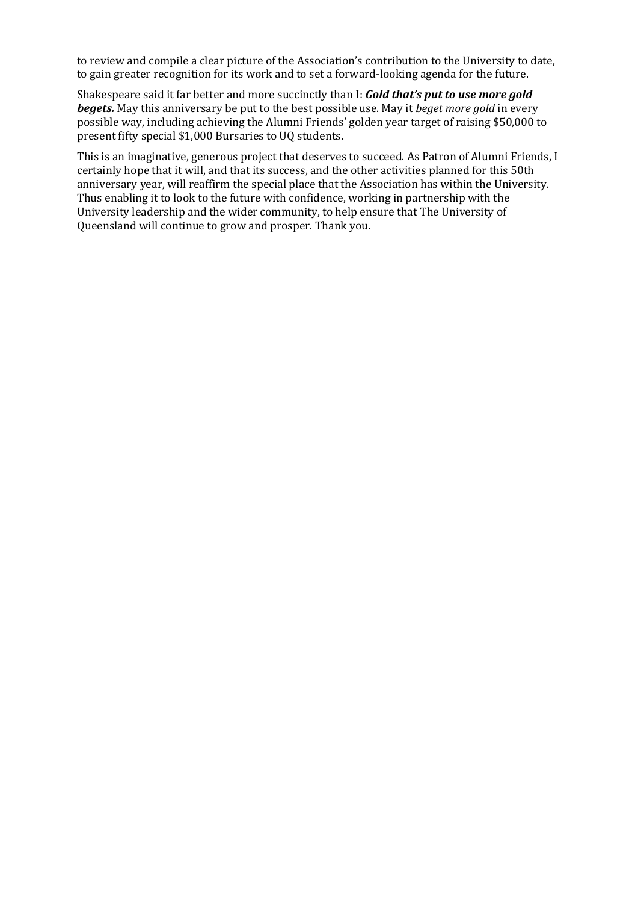to review and compile a clear picture of the Association's contribution to the University to date, to gain greater recognition for its work and to set a forward-looking agenda for the future.

Shakespeare said it far better and more succinctly than I: ***Gold that's put to use more gold begets.*** May this anniversary be put to the best possible use. May it *beget more gold* in every possible way, including achieving the Alumni Friends' golden year target of raising $50,000 to present fifty special $1,000 Bursaries to UQ students.

This is an imaginative, generous project that deserves to succeed. As Patron of Alumni Friends, I certainly hope that it will, and that its success, and the other activities planned for this 50th anniversary year, will reaffirm the special place that the Association has within the University. Thus enabling it to look to the future with confidence, working in partnership with the University leadership and the wider community, to help ensure that The University of Queensland will continue to grow and prosper. Thank you.